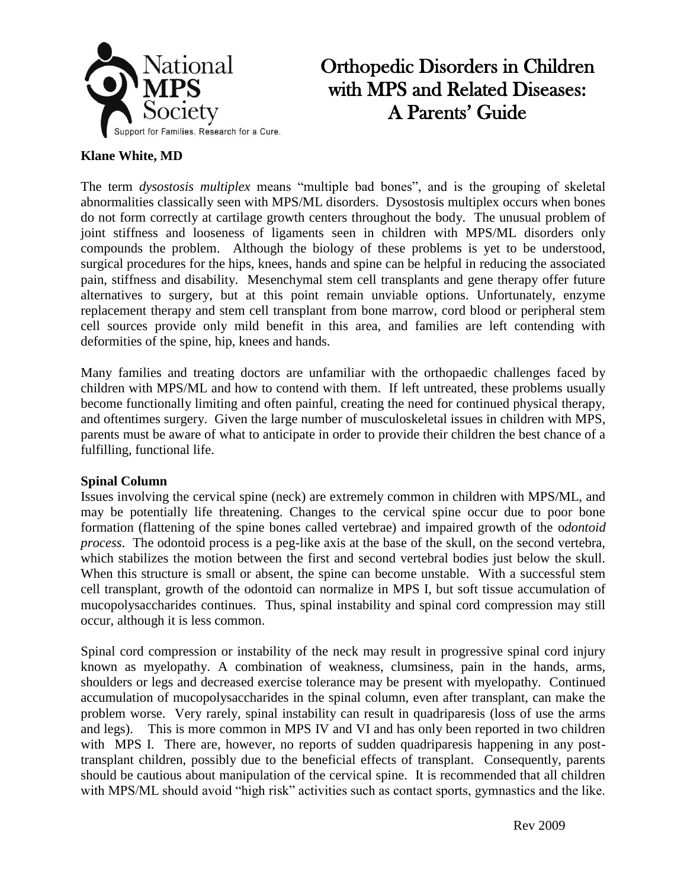# Orthopedic Disorders in Children with MPS and Related Diseases: A Parents' Guide

**Klane White, MD**

The term *dysostosis multiplex* means "multiple bad bones", and is the grouping of skeletal abnormalities classically seen with MPS/ML disorders. Dysostosis multiplex occurs when bones do not form correctly at cartilage growth centers throughout the body. The unusual problem of joint stiffness and looseness of ligaments seen in children with MPS/ML disorders only compounds the problem. Although the biology of these problems is yet to be understood, surgical procedures for the hips, knees, hands and spine can be helpful in reducing the associated pain, stiffness and disability. Mesenchymal stem cell transplants and gene therapy offer future alternatives to surgery, but at this point remain unviable options. Unfortunately, enzyme replacement therapy and stem cell transplant from bone marrow, cord blood or peripheral stem cell sources provide only mild benefit in this area, and families are left contending with deformities of the spine, hip, knees and hands.

Many families and treating doctors are unfamiliar with the orthopaedic challenges faced by children with MPS/ML and how to contend with them. If left untreated, these problems usually become functionally limiting and often painful, creating the need for continued physical therapy, and oftentimes surgery. Given the large number of musculoskeletal issues in children with MPS, parents must be aware of what to anticipate in order to provide their children the best chance of a fulfilling, functional life.

**Spinal Column**

Issues involving the cervical spine (neck) are extremely common in children with MPS/ML, and may be potentially life threatening. Changes to the cervical spine occur due to poor bone formation (flattening of the spine bones called vertebrae) and impaired growth of the o*dontoid process*. The odontoid process is a peg-like axis at the base of the skull, on the second vertebra, which stabilizes the motion between the first and second vertebral bodies just below the skull. When this structure is small or absent, the spine can become unstable. With a successful stem cell transplant, growth of the odontoid can normalize in MPS I, but soft tissue accumulation of mucopolysaccharides continues. Thus, spinal instability and spinal cord compression may still occur, although it is less common.

Spinal cord compression or instability of the neck may result in progressive spinal cord injury known as myelopathy. A combination of weakness, clumsiness, pain in the hands, arms, shoulders or legs and decreased exercise tolerance may be present with myelopathy. Continued accumulation of mucopolysaccharides in the spinal column, even after transplant, can make the problem worse. Very rarely, spinal instability can result in quadriparesis (loss of use the arms and legs). This is more common in MPS IV and VI and has only been reported in two children with MPS I. There are, however, no reports of sudden quadriparesis happening in any post-transplant children, possibly due to the beneficial effects of transplant. Consequently, parents should be cautious about manipulation of the cervical spine. It is recommended that all children with MPS/ML should avoid "high risk" activities such as contact sports, gymnastics and the like.

Rev 2009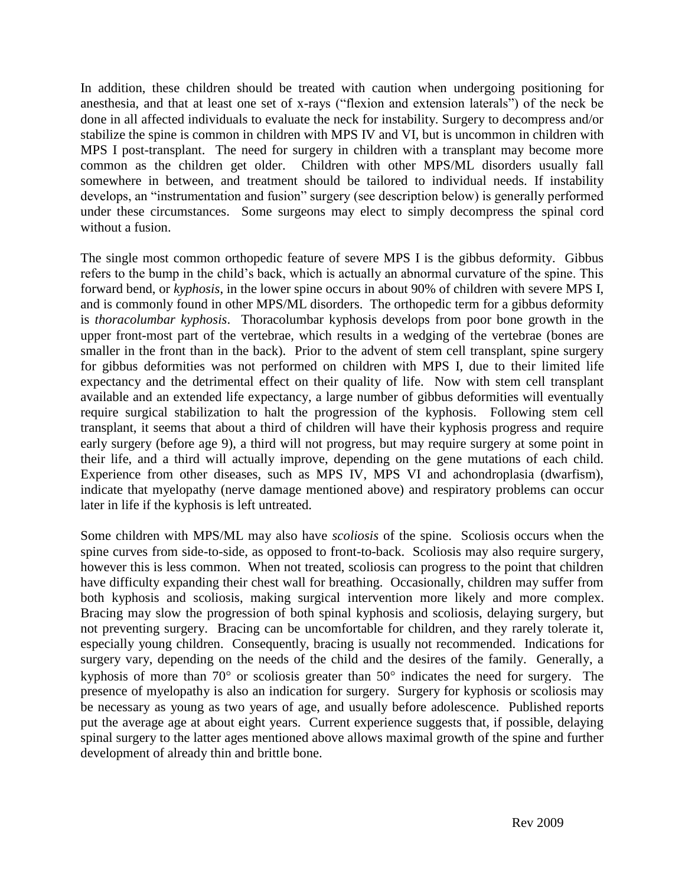In addition, these children should be treated with caution when undergoing positioning for anesthesia, and that at least one set of x-rays ("flexion and extension laterals") of the neck be done in all affected individuals to evaluate the neck for instability. Surgery to decompress and/or stabilize the spine is common in children with MPS IV and VI, but is uncommon in children with MPS I post-transplant. The need for surgery in children with a transplant may become more common as the children get older. Children with other MPS/ML disorders usually fall somewhere in between, and treatment should be tailored to individual needs. If instability develops, an "instrumentation and fusion" surgery (see description below) is generally performed under these circumstances. Some surgeons may elect to simply decompress the spinal cord without a fusion.

The single most common orthopedic feature of severe MPS I is the gibbus deformity. Gibbus refers to the bump in the child's back, which is actually an abnormal curvature of the spine. This forward bend, or *kyphosis*, in the lower spine occurs in about 90% of children with severe MPS I, and is commonly found in other MPS/ML disorders. The orthopedic term for a gibbus deformity is *thoracolumbar kyphosis*. Thoracolumbar kyphosis develops from poor bone growth in the upper front-most part of the vertebrae, which results in a wedging of the vertebrae (bones are smaller in the front than in the back). Prior to the advent of stem cell transplant, spine surgery for gibbus deformities was not performed on children with MPS I, due to their limited life expectancy and the detrimental effect on their quality of life. Now with stem cell transplant available and an extended life expectancy, a large number of gibbus deformities will eventually require surgical stabilization to halt the progression of the kyphosis. Following stem cell transplant, it seems that about a third of children will have their kyphosis progress and require early surgery (before age 9), a third will not progress, but may require surgery at some point in their life, and a third will actually improve, depending on the gene mutations of each child. Experience from other diseases, such as MPS IV, MPS VI and achondroplasia (dwarfism), indicate that myelopathy (nerve damage mentioned above) and respiratory problems can occur later in life if the kyphosis is left untreated.

Some children with MPS/ML may also have *scoliosis* of the spine. Scoliosis occurs when the spine curves from side-to-side, as opposed to front-to-back. Scoliosis may also require surgery, however this is less common. When not treated, scoliosis can progress to the point that children have difficulty expanding their chest wall for breathing. Occasionally, children may suffer from both kyphosis and scoliosis, making surgical intervention more likely and more complex. Bracing may slow the progression of both spinal kyphosis and scoliosis, delaying surgery, but not preventing surgery. Bracing can be uncomfortable for children, and they rarely tolerate it, especially young children. Consequently, bracing is usually not recommended. Indications for surgery vary, depending on the needs of the child and the desires of the family. Generally, a kyphosis of more than 70° or scoliosis greater than 50° indicates the need for surgery. The presence of myelopathy is also an indication for surgery. Surgery for kyphosis or scoliosis may be necessary as young as two years of age, and usually before adolescence. Published reports put the average age at about eight years. Current experience suggests that, if possible, delaying spinal surgery to the latter ages mentioned above allows maximal growth of the spine and further development of already thin and brittle bone.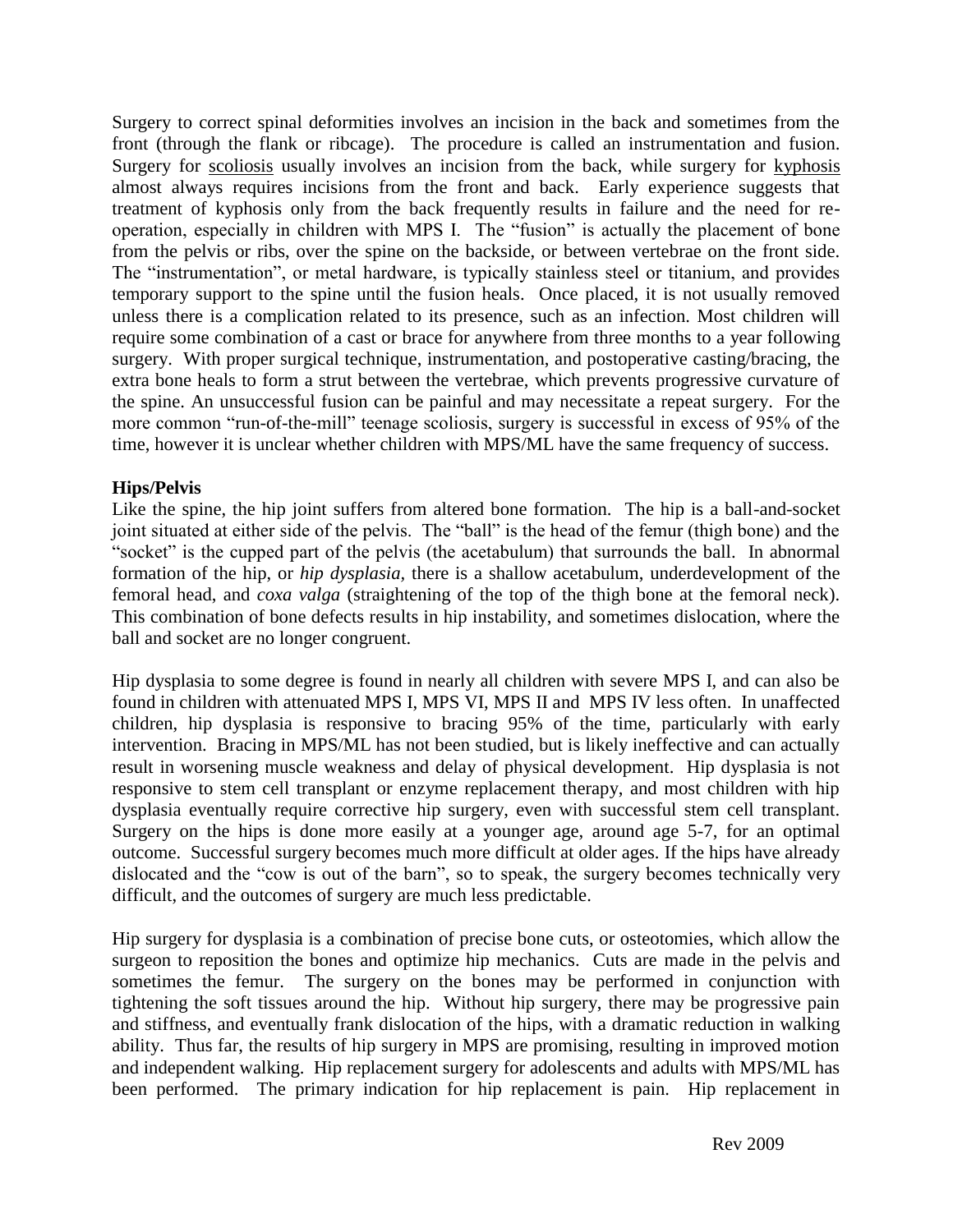Surgery to correct spinal deformities involves an incision in the back and sometimes from the front (through the flank or ribcage). The procedure is called an instrumentation and fusion. Surgery for scoliosis usually involves an incision from the back, while surgery for kyphosis almost always requires incisions from the front and back. Early experience suggests that treatment of kyphosis only from the back frequently results in failure and the need for re-operation, especially in children with MPS I. The "fusion" is actually the placement of bone from the pelvis or ribs, over the spine on the backside, or between vertebrae on the front side. The "instrumentation", or metal hardware, is typically stainless steel or titanium, and provides temporary support to the spine until the fusion heals. Once placed, it is not usually removed unless there is a complication related to its presence, such as an infection. Most children will require some combination of a cast or brace for anywhere from three months to a year following surgery. With proper surgical technique, instrumentation, and postoperative casting/bracing, the extra bone heals to form a strut between the vertebrae, which prevents progressive curvature of the spine. An unsuccessful fusion can be painful and may necessitate a repeat surgery. For the more common "run-of-the-mill" teenage scoliosis, surgery is successful in excess of 95% of the time, however it is unclear whether children with MPS/ML have the same frequency of success.

**Hips/Pelvis**

Like the spine, the hip joint suffers from altered bone formation. The hip is a ball-and-socket joint situated at either side of the pelvis. The "ball" is the head of the femur (thigh bone) and the "socket" is the cupped part of the pelvis (the acetabulum) that surrounds the ball. In abnormal formation of the hip, or *hip dysplasia*, there is a shallow acetabulum, underdevelopment of the femoral head, and *coxa valga* (straightening of the top of the thigh bone at the femoral neck). This combination of bone defects results in hip instability, and sometimes dislocation, where the ball and socket are no longer congruent.

Hip dysplasia to some degree is found in nearly all children with severe MPS I, and can also be found in children with attenuated MPS I, MPS VI, MPS II and MPS IV less often. In unaffected children, hip dysplasia is responsive to bracing 95% of the time, particularly with early intervention. Bracing in MPS/ML has not been studied, but is likely ineffective and can actually result in worsening muscle weakness and delay of physical development. Hip dysplasia is not responsive to stem cell transplant or enzyme replacement therapy, and most children with hip dysplasia eventually require corrective hip surgery, even with successful stem cell transplant. Surgery on the hips is done more easily at a younger age, around age 5-7, for an optimal outcome. Successful surgery becomes much more difficult at older ages. If the hips have already dislocated and the "cow is out of the barn", so to speak, the surgery becomes technically very difficult, and the outcomes of surgery are much less predictable.

Hip surgery for dysplasia is a combination of precise bone cuts, or osteotomies, which allow the surgeon to reposition the bones and optimize hip mechanics. Cuts are made in the pelvis and sometimes the femur. The surgery on the bones may be performed in conjunction with tightening the soft tissues around the hip. Without hip surgery, there may be progressive pain and stiffness, and eventually frank dislocation of the hips, with a dramatic reduction in walking ability. Thus far, the results of hip surgery in MPS are promising, resulting in improved motion and independent walking. Hip replacement surgery for adolescents and adults with MPS/ML has been performed. The primary indication for hip replacement is pain. Hip replacement in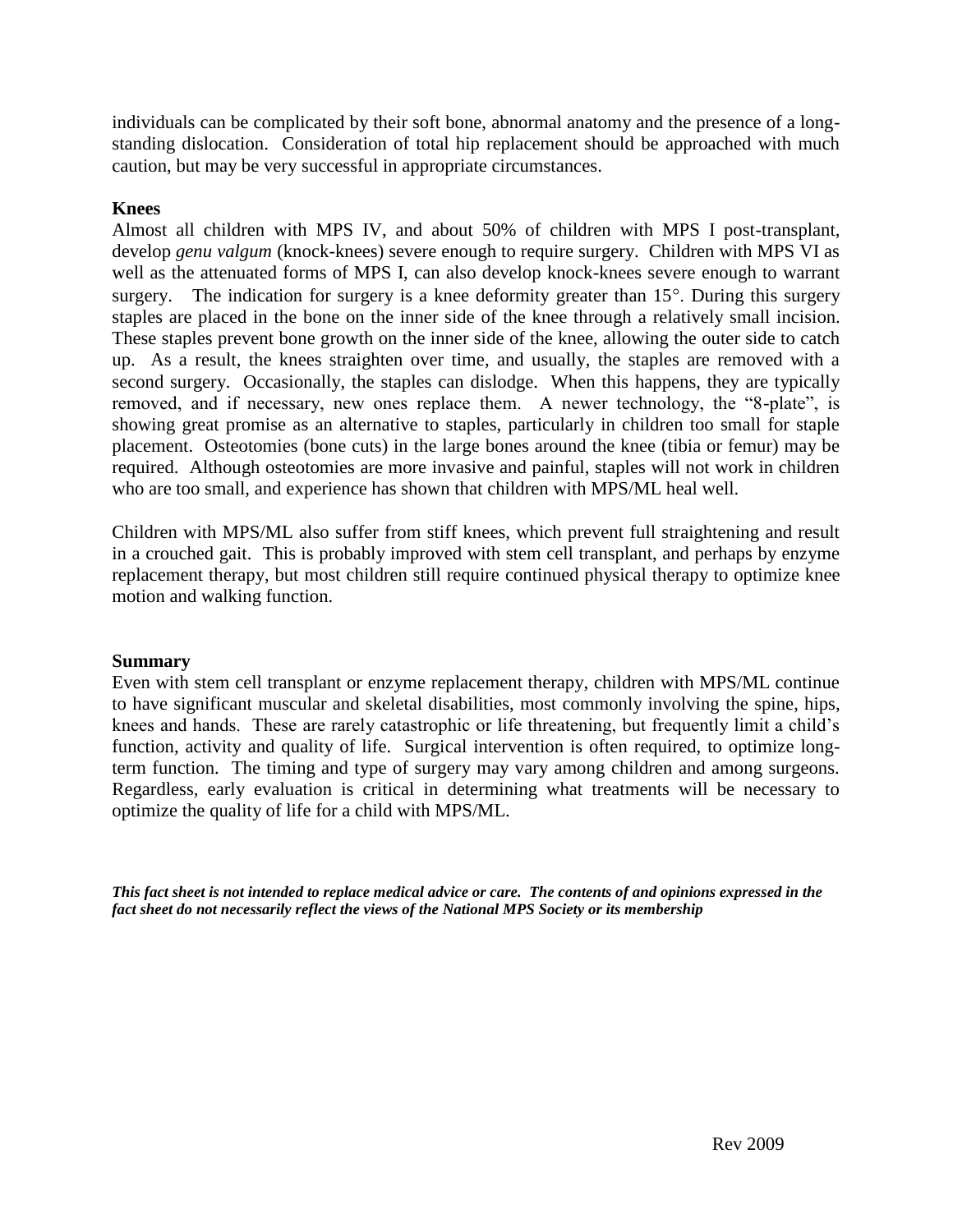individuals can be complicated by their soft bone, abnormal anatomy and the presence of a long-standing dislocation. Consideration of total hip replacement should be approached with much caution, but may be very successful in appropriate circumstances.

**Knees**

Almost all children with MPS IV, and about 50% of children with MPS I post-transplant, develop *genu valgum* (knock-knees) severe enough to require surgery. Children with MPS VI as well as the attenuated forms of MPS I, can also develop knock-knees severe enough to warrant surgery. The indication for surgery is a knee deformity greater than 15°. During this surgery staples are placed in the bone on the inner side of the knee through a relatively small incision. These staples prevent bone growth on the inner side of the knee, allowing the outer side to catch up. As a result, the knees straighten over time, and usually, the staples are removed with a second surgery. Occasionally, the staples can dislodge. When this happens, they are typically removed, and if necessary, new ones replace them. A newer technology, the "8-plate", is showing great promise as an alternative to staples, particularly in children too small for staple placement. Osteotomies (bone cuts) in the large bones around the knee (tibia or femur) may be required. Although osteotomies are more invasive and painful, staples will not work in children who are too small, and experience has shown that children with MPS/ML heal well.

Children with MPS/ML also suffer from stiff knees, which prevent full straightening and result in a crouched gait. This is probably improved with stem cell transplant, and perhaps by enzyme replacement therapy, but most children still require continued physical therapy to optimize knee motion and walking function.

**Summary**

Even with stem cell transplant or enzyme replacement therapy, children with MPS/ML continue to have significant muscular and skeletal disabilities, most commonly involving the spine, hips, knees and hands. These are rarely catastrophic or life threatening, but frequently limit a child's function, activity and quality of life. Surgical intervention is often required, to optimize long-term function. The timing and type of surgery may vary among children and among surgeons. Regardless, early evaluation is critical in determining what treatments will be necessary to optimize the quality of life for a child with MPS/ML.

***This fact sheet is not intended to replace medical advice or care. The contents of and opinions expressed in the fact sheet do not necessarily reflect the views of the National MPS Society or its membership***

Rev 2009